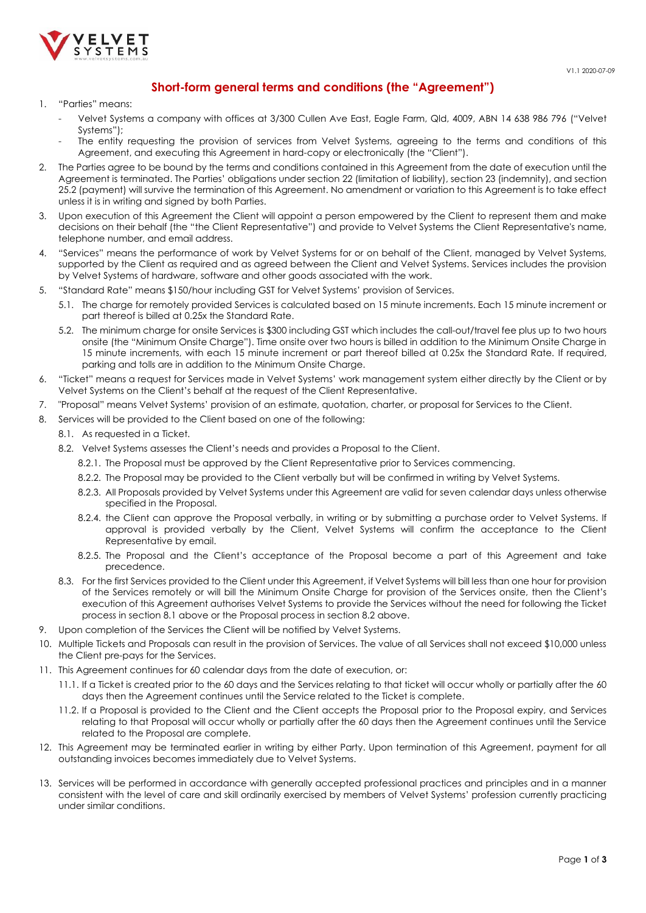V1.1 2020-07-09

# Short-form general terms and conditions (the "Agreement")

1. "Parties" means:
   - Velvet Systems a company with offices at 3/300 Cullen Ave East, Eagle Farm, Qld, 4009, ABN 14 638 986 796 ("Velvet Systems");
   - The entity requesting the provision of services from Velvet Systems, agreeing to the terms and conditions of this Agreement, and executing this Agreement in hard-copy or electronically (the "Client").
2. The Parties agree to be bound by the terms and conditions contained in this Agreement from the date of execution until the Agreement is terminated. The Parties' obligations under section 22 (limitation of liability), section 23 (indemnity), and section 25.2 (payment) will survive the termination of this Agreement. No amendment or variation to this Agreement is to take effect unless it is in writing and signed by both Parties.
3. Upon execution of this Agreement the Client will appoint a person empowered by the Client to represent them and make decisions on their behalf (the "the Client Representative") and provide to Velvet Systems the Client Representative's name, telephone number, and email address.
4. "Services" means the performance of work by Velvet Systems for or on behalf of the Client, managed by Velvet Systems, supported by the Client as required and as agreed between the Client and Velvet Systems. Services includes the provision by Velvet Systems of hardware, software and other goods associated with the work.
5. "Standard Rate" means $150/hour including GST for Velvet Systems' provision of Services.
   - 5.1. The charge for remotely provided Services is calculated based on 15 minute increments. Each 15 minute increment or part thereof is billed at 0.25x the Standard Rate.
   - 5.2. The minimum charge for onsite Services is $300 including GST which includes the call-out/travel fee plus up to two hours onsite (the "Minimum Onsite Charge"). Time onsite over two hours is billed in addition to the Minimum Onsite Charge in 15 minute increments, with each 15 minute increment or part thereof billed at 0.25x the Standard Rate. If required, parking and tolls are in addition to the Minimum Onsite Charge.
6. "Ticket" means a request for Services made in Velvet Systems' work management system either directly by the Client or by Velvet Systems on the Client's behalf at the request of the Client Representative.
7. "Proposal" means Velvet Systems' provision of an estimate, quotation, charter, or proposal for Services to the Client.
8. Services will be provided to the Client based on one of the following:
   - 8.1. As requested in a Ticket.
   - 8.2. Velvet Systems assesses the Client's needs and provides a Proposal to the Client.
     - 8.2.1. The Proposal must be approved by the Client Representative prior to Services commencing.
     - 8.2.2. The Proposal may be provided to the Client verbally but will be confirmed in writing by Velvet Systems.
     - 8.2.3. All Proposals provided by Velvet Systems under this Agreement are valid for seven calendar days unless otherwise specified in the Proposal.
     - 8.2.4. the Client can approve the Proposal verbally, in writing or by submitting a purchase order to Velvet Systems. If approval is provided verbally by the Client, Velvet Systems will confirm the acceptance to the Client Representative by email.
     - 8.2.5. The Proposal and the Client's acceptance of the Proposal become a part of this Agreement and take precedence.
   - 8.3. For the first Services provided to the Client under this Agreement, if Velvet Systems will bill less than one hour for provision of the Services remotely or will bill the Minimum Onsite Charge for provision of the Services onsite, then the Client's execution of this Agreement authorises Velvet Systems to provide the Services without the need for following the Ticket process in section 8.1 above or the Proposal process in section 8.2 above.
9. Upon completion of the Services the Client will be notified by Velvet Systems.
10. Multiple Tickets and Proposals can result in the provision of Services. The value of all Services shall not exceed $10,000 unless the Client pre-pays for the Services.
11. This Agreement continues for 60 calendar days from the date of execution, or:
    - 11.1. If a Ticket is created prior to the 60 days and the Services relating to that ticket will occur wholly or partially after the 60 days then the Agreement continues until the Service related to the Ticket is complete.
    - 11.2. If a Proposal is provided to the Client and the Client accepts the Proposal prior to the Proposal expiry, and Services relating to that Proposal will occur wholly or partially after the 60 days then the Agreement continues until the Service related to the Proposal are complete.
12. This Agreement may be terminated earlier in writing by either Party. Upon termination of this Agreement, payment for all outstanding invoices becomes immediately due to Velvet Systems.
13. Services will be performed in accordance with generally accepted professional practices and principles and in a manner consistent with the level of care and skill ordinarily exercised by members of Velvet Systems' profession currently practicing under similar conditions.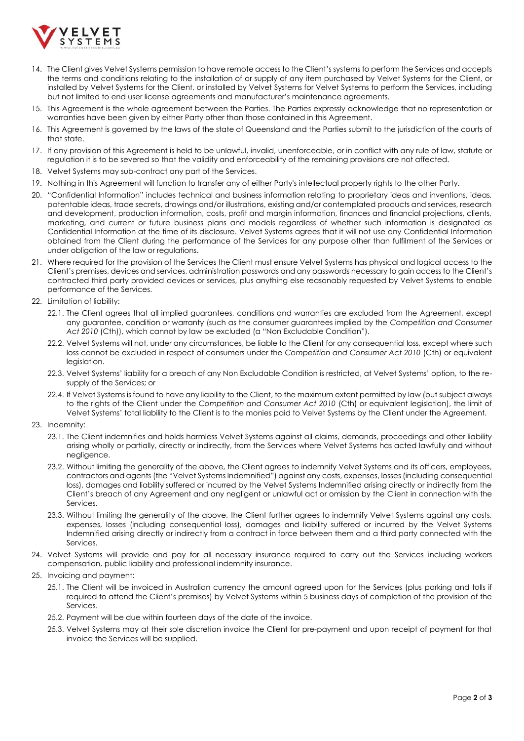14. The Client gives Velvet Systems permission to have remote access to the Client's systems to perform the Services and accepts the terms and conditions relating to the installation of or supply of any item purchased by Velvet Systems for the Client, or installed by Velvet Systems for the Client, or installed by Velvet Systems for Velvet Systems to perform the Services, including but not limited to end user license agreements and manufacturer's maintenance agreements.
15. This Agreement is the whole agreement between the Parties. The Parties expressly acknowledge that no representation or warranties have been given by either Party other than those contained in this Agreement.
16. This Agreement is governed by the laws of the state of Queensland and the Parties submit to the jurisdiction of the courts of that state.
17. If any provision of this Agreement is held to be unlawful, invalid, unenforceable, or in conflict with any rule of law, statute or regulation it is to be severed so that the validity and enforceability of the remaining provisions are not affected.
18. Velvet Systems may sub-contract any part of the Services.
19. Nothing in this Agreement will function to transfer any of either Party's intellectual property rights to the other Party.
20. "Confidential Information" includes technical and business information relating to proprietary ideas and inventions, ideas, patentable ideas, trade secrets, drawings and/or illustrations, existing and/or contemplated products and services, research and development, production information, costs, profit and margin information, finances and financial projections, clients, marketing, and current or future business plans and models regardless of whether such information is designated as Confidential Information at the time of its disclosure. Velvet Systems agrees that it will not use any Confidential Information obtained from the Client during the performance of the Services for any purpose other than fulfilment of the Services or under obligation of the law or regulations.
21. Where required for the provision of the Services the Client must ensure Velvet Systems has physical and logical access to the Client's premises, devices and services, administration passwords and any passwords necessary to gain access to the Client's contracted third party provided devices or services, plus anything else reasonably requested by Velvet Systems to enable performance of the Services.
22. Limitation of liability:
    22.1. The Client agrees that all implied guarantees, conditions and warranties are excluded from the Agreement, except any guarantee, condition or warranty (such as the consumer guarantees implied by the *Competition and Consumer Act 2010* (Cth)), which cannot by law be excluded (a "Non Excludable Condition").
    22.2. Velvet Systems will not, under any circumstances, be liable to the Client for any consequential loss, except where such loss cannot be excluded in respect of consumers under the *Competition and Consumer Act 2010* (Cth) or equivalent legislation.
    22.3. Velvet Systems' liability for a breach of any Non Excludable Condition is restricted, at Velvet Systems' option, to the re-supply of the Services; or
    22.4. If Velvet Systems is found to have any liability to the Client, to the maximum extent permitted by law (but subject always to the rights of the Client under the *Competition and Consumer Act 2010* (Cth) or equivalent legislation), the limit of Velvet Systems' total liability to the Client is to the monies paid to Velvet Systems by the Client under the Agreement.
23. Indemnity:
    23.1. The Client indemnifies and holds harmless Velvet Systems against all claims, demands, proceedings and other liability arising wholly or partially, directly or indirectly, from the Services where Velvet Systems has acted lawfully and without negligence.
    23.2. Without limiting the generality of the above, the Client agrees to indemnify Velvet Systems and its officers, employees, contractors and agents (the "Velvet Systems Indemnified") against any costs, expenses, losses (including consequential loss), damages and liability suffered or incurred by the Velvet Systems Indemnified arising directly or indirectly from the Client's breach of any Agreement and any negligent or unlawful act or omission by the Client in connection with the Services.
    23.3. Without limiting the generality of the above, the Client further agrees to indemnify Velvet Systems against any costs, expenses, losses (including consequential loss), damages and liability suffered or incurred by the Velvet Systems Indemnified arising directly or indirectly from a contract in force between them and a third party connected with the Services.
24. Velvet Systems will provide and pay for all necessary insurance required to carry out the Services including workers compensation, public liability and professional indemnity insurance.
25. Invoicing and payment:
    25.1. The Client will be invoiced in Australian currency the amount agreed upon for the Services (plus parking and tolls if required to attend the Client's premises) by Velvet Systems within 5 business days of completion of the provision of the Services.
    25.2. Payment will be due within fourteen days of the date of the invoice.
    25.3. Velvet Systems may at their sole discretion invoice the Client for pre-payment and upon receipt of payment for that invoice the Services will be supplied.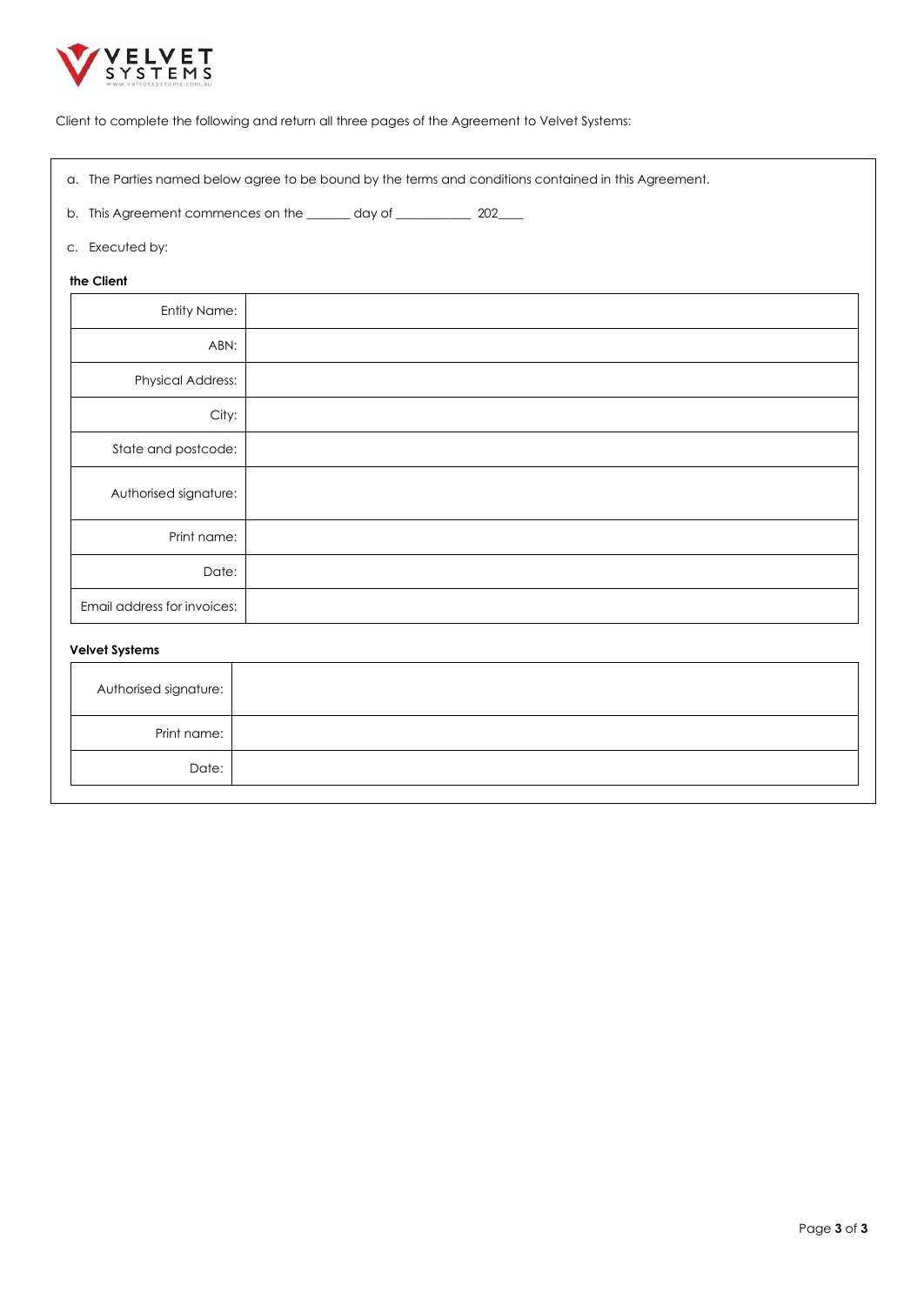Client to complete the following and return all three pages of the Agreement to Velvet Systems:

a. The Parties named below agree to be bound by the terms and conditions contained in this Agreement.

b. This Agreement commences on the ______ day of ___________ 202____

c. Executed by:

**the Client**

| | |
|---|---|
| Entity Name: | |
| ABN: | |
| Physical Address: | |
| City: | |
| State and postcode: | |
| Authorised signature: | |
| Print name: | |
| Date: | |
| Email address for invoices: | |

**Velvet Systems**

| | |
|---|---|
| Authorised signature: | |
| Print name: | |
| Date: | |